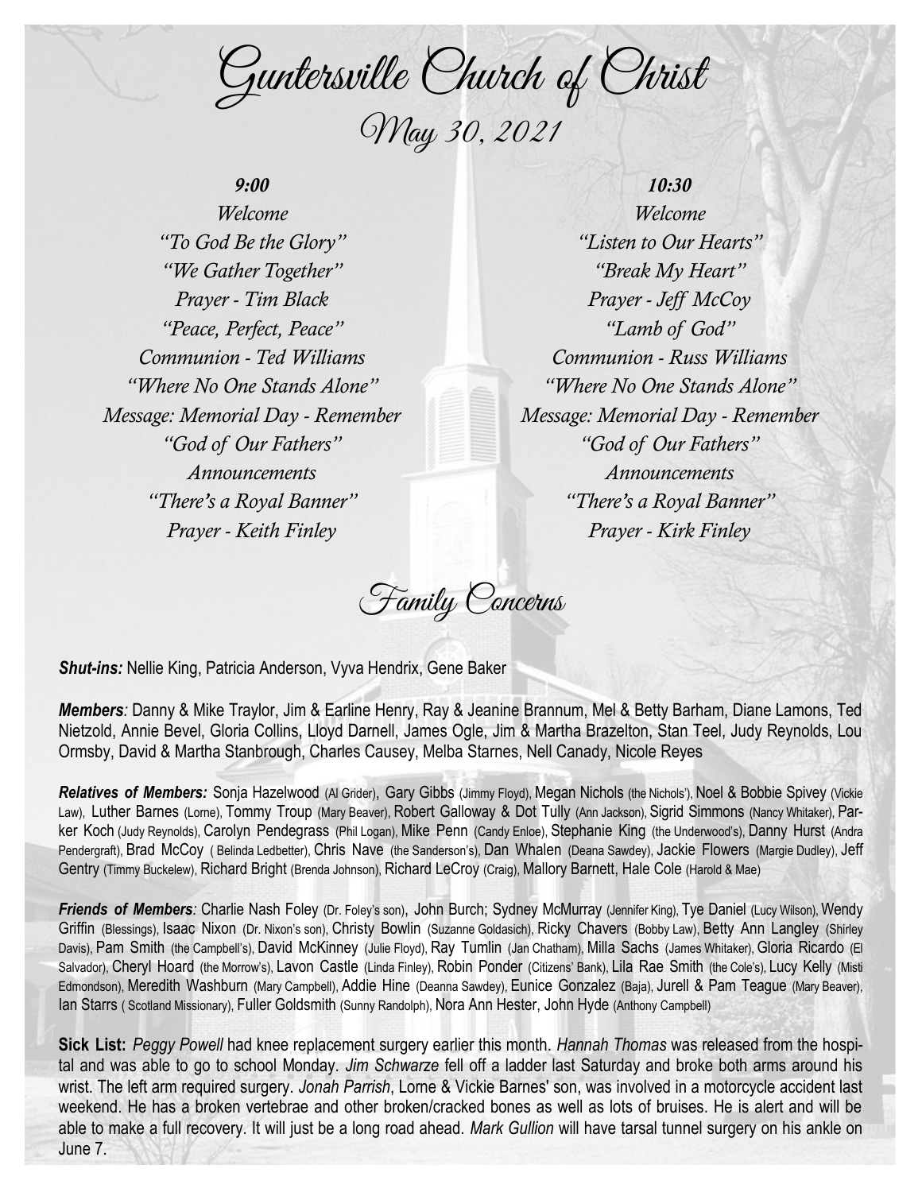# Guntersville Church of Christ

## May 30, 2021

***9:00***

*Welcome*
*"To God Be the Glory"*
*"We Gather Together"*
*Prayer - Tim Black*
*"Peace, Perfect, Peace"*
*Communion - Ted Williams*
*"Where No One Stands Alone"*
*Message: Memorial Day - Remember*
*"God of Our Fathers"*
*Announcements*
*"There's a Royal Banner"*
*Prayer - Keith Finley*

***10:30***

*Welcome*
*"Listen to Our Hearts"*
*"Break My Heart"*
*Prayer - Jeff McCoy*
*"Lamb of God"*
*Communion - Russ Williams*
*"Where No One Stands Alone"*
*Message: Memorial Day - Remember*
*"God of Our Fathers"*
*Announcements*
*"There's a Royal Banner"*
*Prayer - Kirk Finley*

## Family Concerns

***Shut-ins:*** Nellie King, Patricia Anderson, Vyva Hendrix, Gene Baker

***Members:*** Danny & Mike Traylor, Jim & Earline Henry, Ray & Jeanine Brannum, Mel & Betty Barham, Diane Lamons, Ted Nietzold, Annie Bevel, Gloria Collins, Lloyd Darnell, James Ogle, Jim & Martha Brazelton, Stan Teel, Judy Reynolds, Lou Ormsby, David & Martha Stanbrough, Charles Causey, Melba Starnes, Nell Canady, Nicole Reyes

***Relatives of Members:*** Sonja Hazelwood (Al Grider), Gary Gibbs (Jimmy Floyd), Megan Nichols (the Nichols'), Noel & Bobbie Spivey (Vickie Law), Luther Barnes (Lorne), Tommy Troup (Mary Beaver), Robert Galloway & Dot Tully (Ann Jackson), Sigrid Simmons (Nancy Whitaker), Parker Koch (Judy Reynolds), Carolyn Pendegrass (Phil Logan), Mike Penn (Candy Enloe), Stephanie King (the Underwood's), Danny Hurst (Andra Pendergraft), Brad McCoy ( Belinda Ledbetter), Chris Nave (the Sanderson's), Dan Whalen (Deana Sawdey), Jackie Flowers (Margie Dudley), Jeff Gentry (Timmy Buckelew), Richard Bright (Brenda Johnson), Richard LeCroy (Craig), Mallory Barnett, Hale Cole (Harold & Mae)

***Friends of Members:*** Charlie Nash Foley (Dr. Foley's son), John Burch; Sydney McMurray (Jennifer King), Tye Daniel (Lucy Wilson), Wendy Griffin (Blessings), Isaac Nixon (Dr. Nixon's son), Christy Bowlin (Suzanne Goldasich), Ricky Chavers (Bobby Law), Betty Ann Langley (Shirley Davis), Pam Smith (the Campbell's), David McKinney (Julie Floyd), Ray Tumlin (Jan Chatham), Milla Sachs (James Whitaker), Gloria Ricardo (El Salvador), Cheryl Hoard (the Morrow's), Lavon Castle (Linda Finley), Robin Ponder (Citizens' Bank), Lila Rae Smith (the Cole's), Lucy Kelly (Misti Edmondson), Meredith Washburn (Mary Campbell), Addie Hine (Deanna Sawdey), Eunice Gonzalez (Baja), Jurell & Pam Teague (Mary Beaver), Ian Starrs ( Scotland Missionary), Fuller Goldsmith (Sunny Randolph), Nora Ann Hester, John Hyde (Anthony Campbell)

**Sick List:** *Peggy Powell* had knee replacement surgery earlier this month. *Hannah Thomas* was released from the hospital and was able to go to school Monday. *Jim Schwarze* fell off a ladder last Saturday and broke both arms around his wrist. The left arm required surgery. *Jonah Parrish*, Lorne & Vickie Barnes' son, was involved in a motorcycle accident last weekend. He has a broken vertebrae and other broken/cracked bones as well as lots of bruises. He is alert and will be able to make a full recovery. It will just be a long road ahead. *Mark Gullion* will have tarsal tunnel surgery on his ankle on June 7.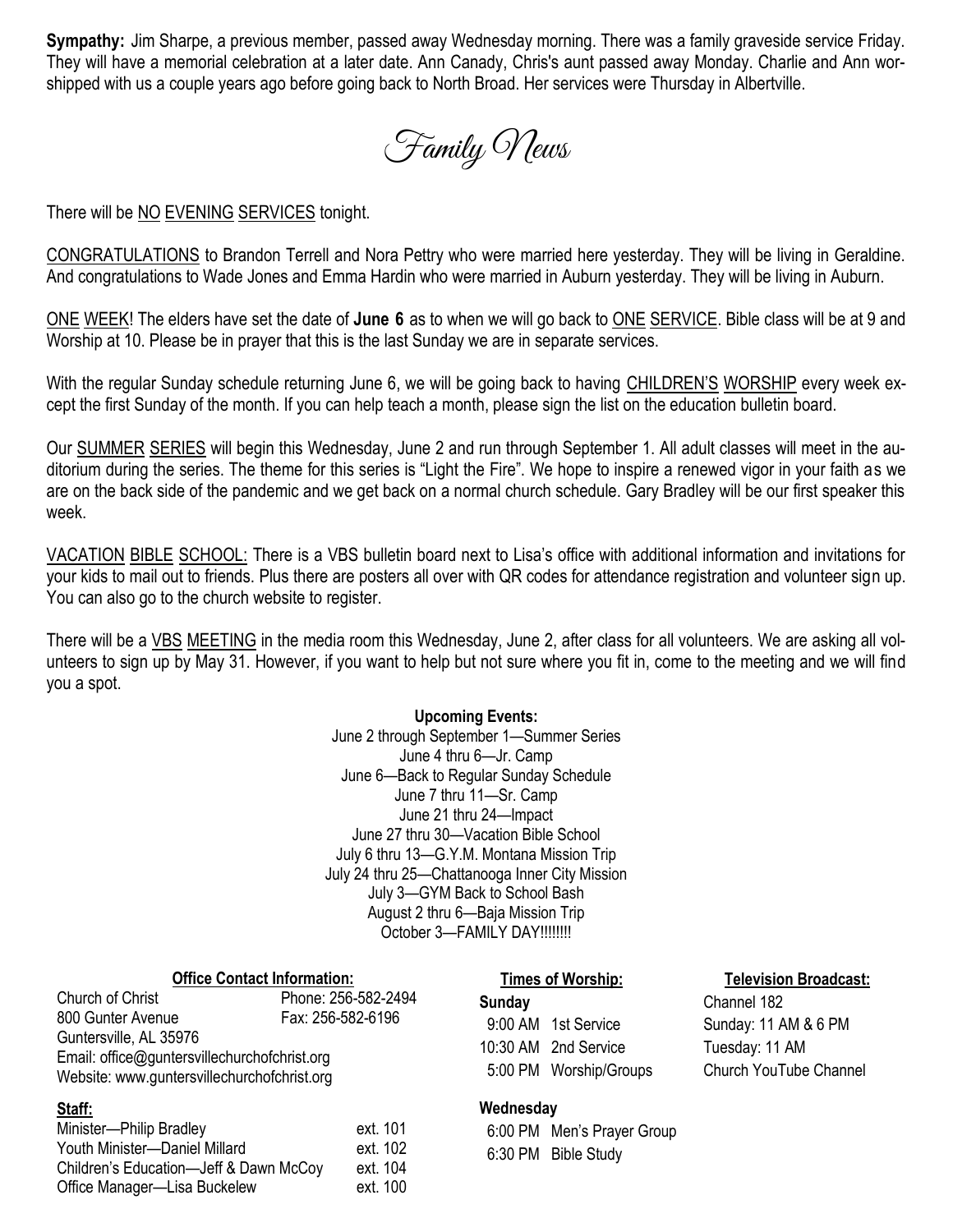**Sympathy:** Jim Sharpe, a previous member, passed away Wednesday morning. There was a family graveside service Friday. They will have a memorial celebration at a later date. Ann Canady, Chris's aunt passed away Monday. Charlie and Ann worshipped with us a couple years ago before going back to North Broad. Her services were Thursday in Albertville.

# Family News

There will be NO EVENING SERVICES tonight.

CONGRATULATIONS to Brandon Terrell and Nora Pettry who were married here yesterday. They will be living in Geraldine. And congratulations to Wade Jones and Emma Hardin who were married in Auburn yesterday. They will be living in Auburn.

ONE WEEK! The elders have set the date of **June 6** as to when we will go back to ONE SERVICE. Bible class will be at 9 and Worship at 10. Please be in prayer that this is the last Sunday we are in separate services.

With the regular Sunday schedule returning June 6, we will be going back to having CHILDREN'S WORSHIP every week except the first Sunday of the month. If you can help teach a month, please sign the list on the education bulletin board.

Our SUMMER SERIES will begin this Wednesday, June 2 and run through September 1. All adult classes will meet in the auditorium during the series. The theme for this series is "Light the Fire". We hope to inspire a renewed vigor in your faith as we are on the back side of the pandemic and we get back on a normal church schedule. Gary Bradley will be our first speaker this week.

VACATION BIBLE SCHOOL: There is a VBS bulletin board next to Lisa's office with additional information and invitations for your kids to mail out to friends. Plus there are posters all over with QR codes for attendance registration and volunteer sign up. You can also go to the church website to register.

There will be a VBS MEETING in the media room this Wednesday, June 2, after class for all volunteers. We are asking all volunteers to sign up by May 31. However, if you want to help but not sure where you fit in, come to the meeting and we will find you a spot.

**Upcoming Events:**

June 2 through September 1—Summer Series
June 4 thru 6—Jr. Camp
June 6—Back to Regular Sunday Schedule
June 7 thru 11—Sr. Camp
June 21 thru 24—Impact
June 27 thru 30—Vacation Bible School
July 6 thru 13—G.Y.M. Montana Mission Trip
July 24 thru 25—Chattanooga Inner City Mission
July 3—GYM Back to School Bash
August 2 thru 6—Baja Mission Trip
October 3—FAMILY DAY!!!!!!!!

**Office Contact Information:**

Church of Christ — Phone: 256-582-2494
800 Gunter Avenue — Fax: 256-582-6196
Guntersville, AL 35976
Email: office@guntersvillechurchofchrist.org
Website: www.guntersvillechurchofchrist.org

**Staff:**

| | |
|---|---|
| Minister—Philip Bradley | ext. 101 |
| Youth Minister—Daniel Millard | ext. 102 |
| Children's Education—Jeff & Dawn McCoy | ext. 104 |
| Office Manager—Lisa Buckelew | ext. 100 |

**Times of Worship:**

**Sunday**

| | |
|---|---|
| 9:00 AM | 1st Service |
| 10:30 AM | 2nd Service |
| 5:00 PM | Worship/Groups |

**Wednesday**

| | |
|---|---|
| 6:00 PM | Men's Prayer Group |
| 6:30 PM | Bible Study |

**Television Broadcast:**

Channel 182
Sunday: 11 AM & 6 PM
Tuesday: 11 AM
Church YouTube Channel